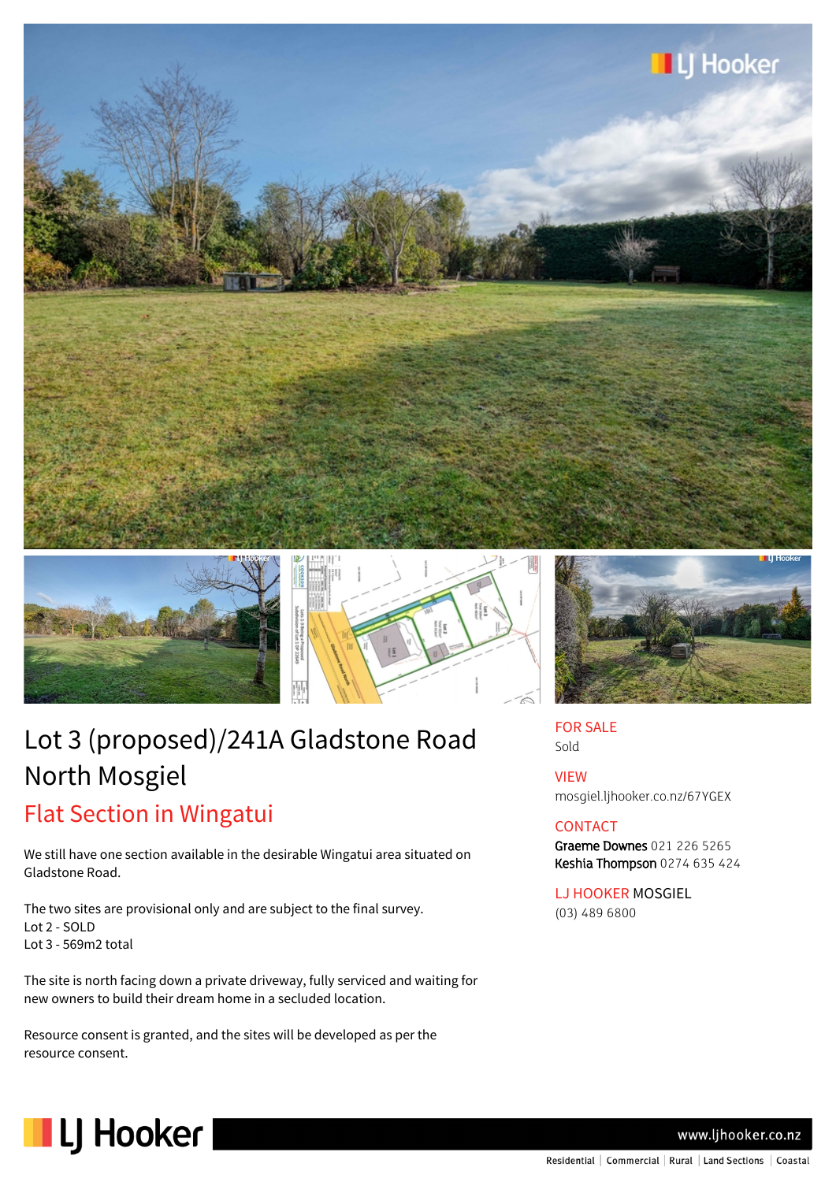# Lot 3 (proposed)/241A Gladstone Road North Mosgiel

## Flat Section in Wingatui

We still have one section available in the desirable Wingatui area situated on Gladstone Road.

The two sites are provisional only and are subject to the final survey.
Lot 2 - SOLD
Lot 3 - 569m2 total

The site is north facing down a private driveway, fully serviced and waiting for new owners to build their dream home in a secluded location.

Resource consent is granted, and the sites will be developed as per the resource consent.

**FOR SALE**
Sold

**VIEW**
mosgiel.ljhooker.co.nz/67YGEX

**CONTACT**
**Graeme Downes** 021 226 5265
**Keshia Thompson** 0274 635 424

**LJ HOOKER MOSGIEL**
(03) 489 6800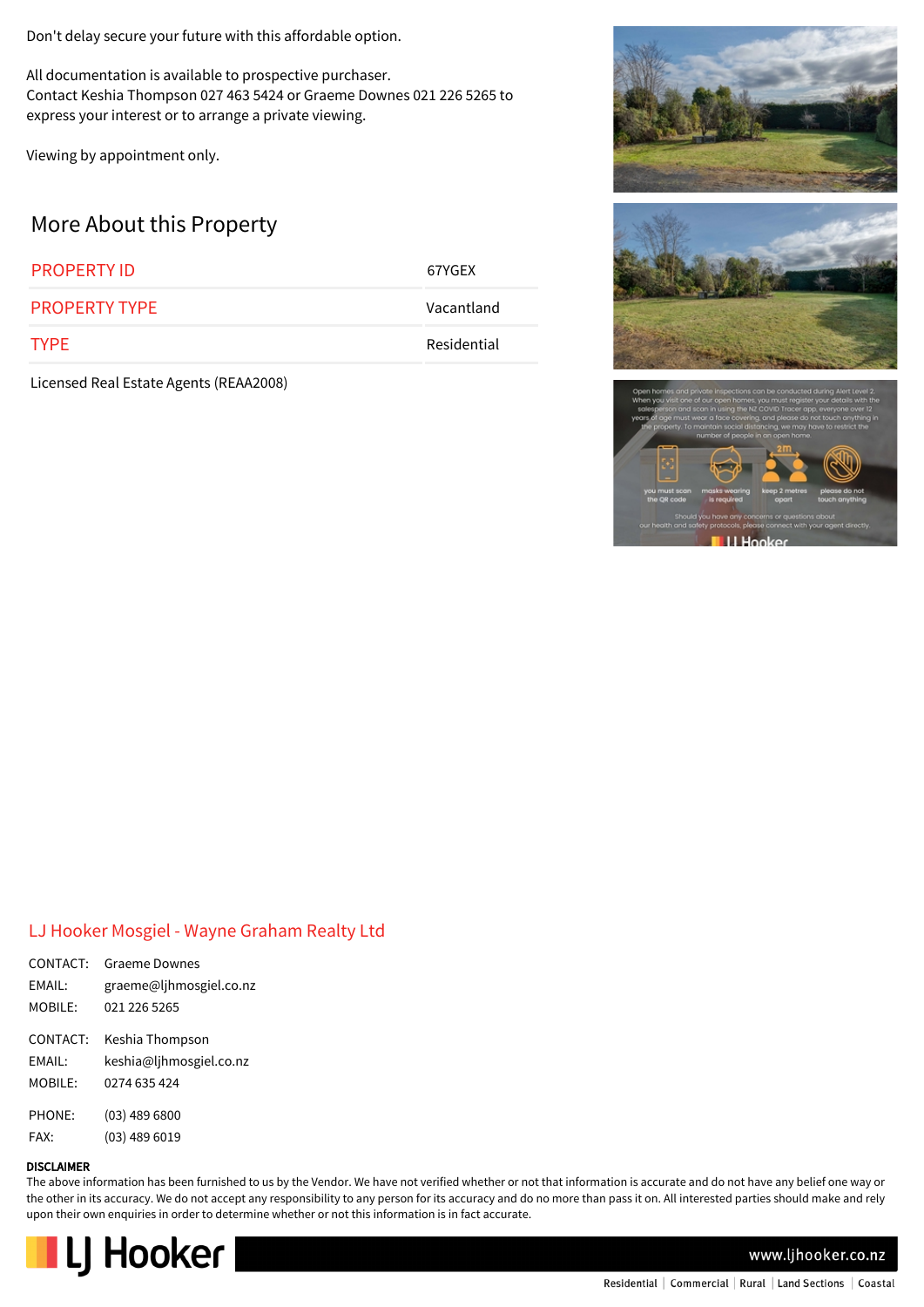Don't delay secure your future with this affordable option.

All documentation is available to prospective purchaser.
Contact Keshia Thompson 027 463 5424 or Graeme Downes 021 226 5265 to express your interest or to arrange a private viewing.

Viewing by appointment only.

## More About this Property

| | |
|---|---|
| PROPERTY ID | 67YGEX |
| PROPERTY TYPE | Vacantland |
| TYPE | Residential |

Licensed Real Estate Agents (REAA2008)

## LJ Hooker Mosgiel - Wayne Graham Realty Ltd

CONTACT: Graeme Downes
EMAIL: graeme@ljhmosgiel.co.nz
MOBILE: 021 226 5265

CONTACT: Keshia Thompson
EMAIL: keshia@ljhmosgiel.co.nz
MOBILE: 0274 635 424

PHONE: (03) 489 6800
FAX: (03) 489 6019

**DISCLAIMER**
The above information has been furnished to us by the Vendor. We have not verified whether or not that information is accurate and do not have any belief one way or the other in its accuracy. We do not accept any responsibility to any person for its accuracy and do no more than pass it on. All interested parties should make and rely upon their own enquiries in order to determine whether or not this information is in fact accurate.

LJ Hooker
www.ljhooker.co.nz
Residential | Commercial | Rural | Land Sections | Coastal